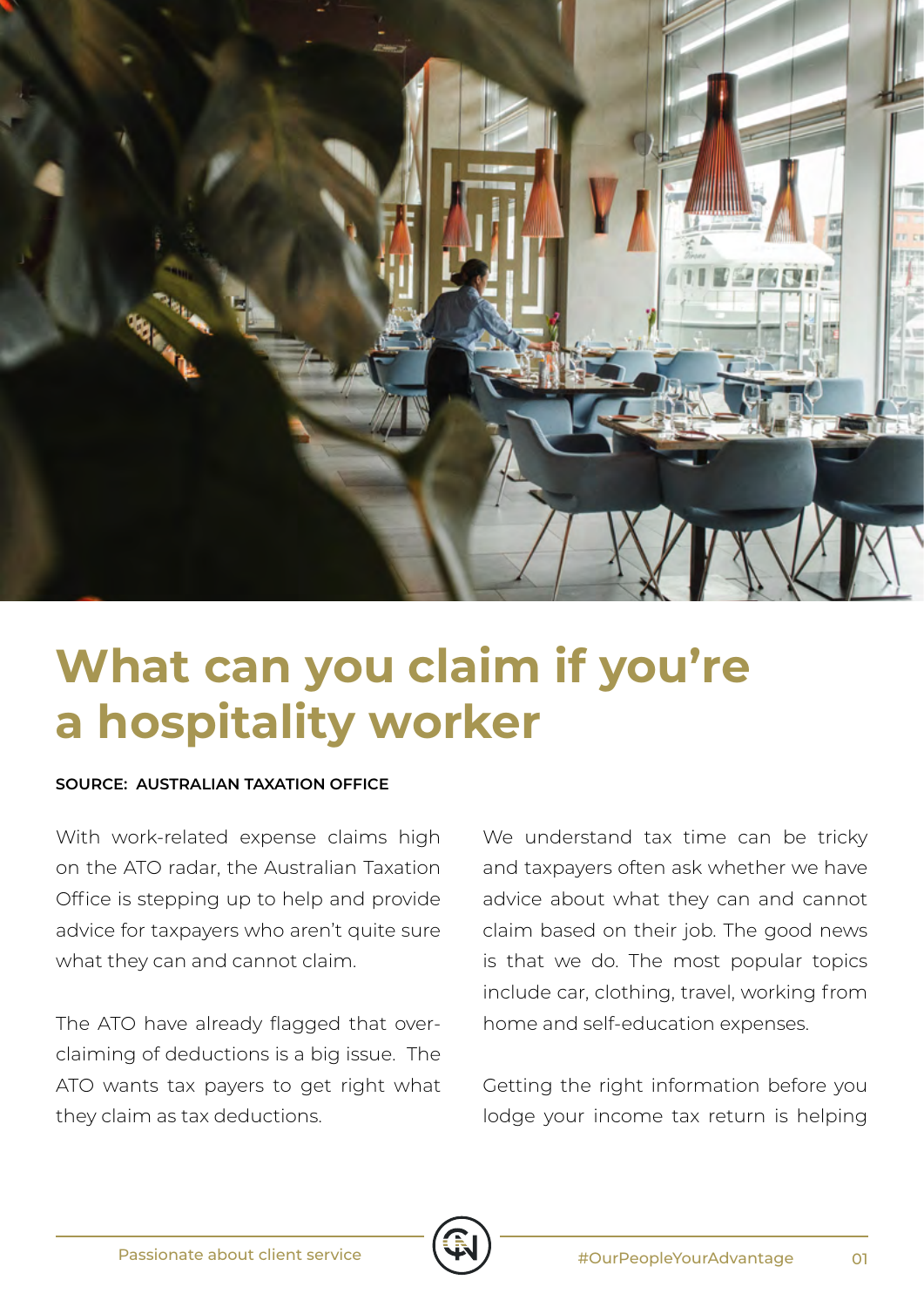# What can you claim if you're a hospitality worker

**SOURCE: AUSTRALIAN TAXATION OFFICE**

With work-related expense claims high on the ATO radar, the Australian Taxation Office is stepping up to help and provide advice for taxpayers who aren't quite sure what they can and cannot claim.

The ATO have already flagged that over-claiming of deductions is a big issue. The ATO wants tax payers to get right what they claim as tax deductions.

We understand tax time can be tricky and taxpayers often ask whether we have advice about what they can and cannot claim based on their job. The good news is that we do. The most popular topics include car, clothing, travel, working from home and self-education expenses.

Getting the right information before you lodge your income tax return is helping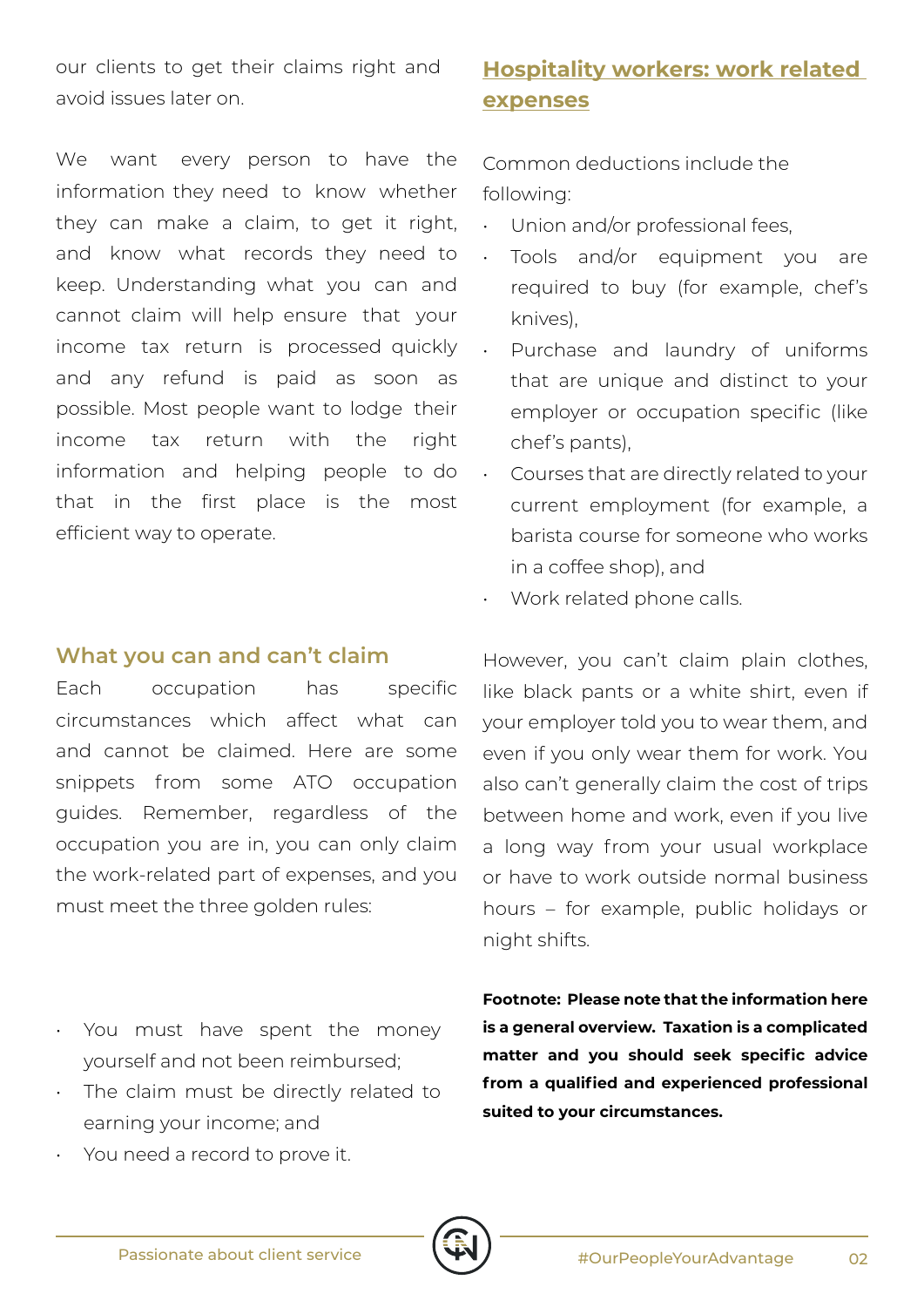our clients to get their claims right and avoid issues later on.

We want every person to have the information they need to know whether they can make a claim, to get it right, and know what records they need to keep. Understanding what you can and cannot claim will help ensure that your income tax return is processed quickly and any refund is paid as soon as possible. Most people want to lodge their income tax return with the right information and helping people to do that in the first place is the most efficient way to operate.

## What you can and can't claim

Each occupation has specific circumstances which affect what can and cannot be claimed. Here are some snippets from some ATO occupation guides. Remember, regardless of the occupation you are in, you can only claim the work-related part of expenses, and you must meet the three golden rules:

- You must have spent the money yourself and not been reimbursed;
- The claim must be directly related to earning your income; and
- You need a record to prove it.

## Hospitality workers: work related expenses

Common deductions include the following:

- Union and/or professional fees,
- Tools and/or equipment you are required to buy (for example, chef's knives),
- Purchase and laundry of uniforms that are unique and distinct to your employer or occupation specific (like chef's pants),
- Courses that are directly related to your current employment (for example, a barista course for someone who works in a coffee shop), and
- Work related phone calls.

However, you can't claim plain clothes, like black pants or a white shirt, even if your employer told you to wear them, and even if you only wear them for work. You also can't generally claim the cost of trips between home and work, even if you live a long way from your usual workplace or have to work outside normal business hours – for example, public holidays or night shifts.

**Footnote: Please note that the information here is a general overview. Taxation is a complicated matter and you should seek specific advice from a qualified and experienced professional suited to your circumstances.**